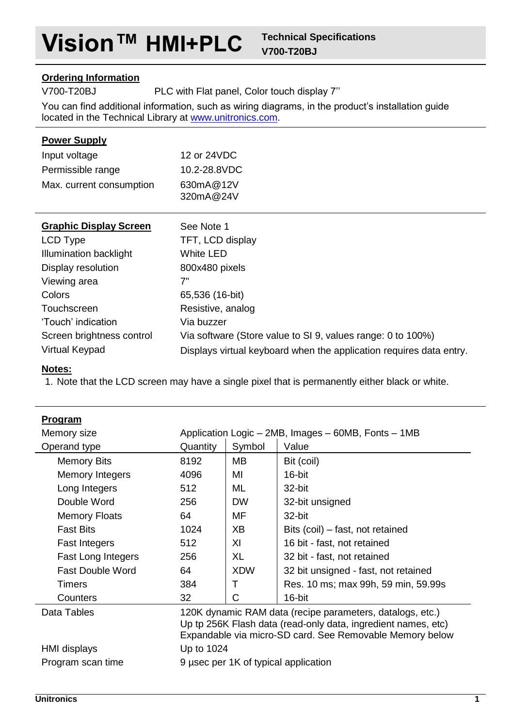# Vision™ HMI+PLC

**Technical Specifications**
**V700-T20BJ**

## Ordering Information

V700-T20BJ PLC with Flat panel, Color touch display 7''

You can find additional information, such as wiring diagrams, in the product's installation guide located in the Technical Library at www.unitronics.com.

## Power Supply

| | |
|---|---|
| Input voltage | 12 or 24VDC |
| Permissible range | 10.2-28.8VDC |
| Max. current consumption | 630mA@12V<br>320mA@24V |

## Graphic Display Screen

| | |
|---|---|
| **Graphic Display Screen** | See Note 1 |
| LCD Type | TFT, LCD display |
| Illumination backlight | White LED |
| Display resolution | 800x480 pixels |
| Viewing area | 7" |
| Colors | 65,536 (16-bit) |
| Touchscreen | Resistive, analog |
| 'Touch' indication | Via buzzer |
| Screen brightness control | Via software (Store value to SI 9, values range: 0 to 100%) |
| Virtual Keypad | Displays virtual keyboard when the application requires data entry. |

**Notes:**

1. Note that the LCD screen may have a single pixel that is permanently either black or white.

## Program

Memory size: Application Logic – 2MB, Images – 60MB, Fonts – 1MB

| Operand type | Quantity | Symbol | Value |
|---|---|---|---|
| Memory Bits | 8192 | MB | Bit (coil) |
| Memory Integers | 4096 | MI | 16-bit |
| Long Integers | 512 | ML | 32-bit |
| Double Word | 256 | DW | 32-bit unsigned |
| Memory Floats | 64 | MF | 32-bit |
| Fast Bits | 1024 | XB | Bits (coil) – fast, not retained |
| Fast Integers | 512 | XI | 16 bit - fast, not retained |
| Fast Long Integers | 256 | XL | 32 bit - fast, not retained |
| Fast Double Word | 64 | XDW | 32 bit unsigned - fast, not retained |
| Timers | 384 | T | Res. 10 ms; max 99h, 59 min, 59.99s |
| Counters | 32 | C | 16-bit |

| | |
|---|---|
| Data Tables | 120K dynamic RAM data (recipe parameters, datalogs, etc.)<br>Up tp 256K Flash data (read-only data, ingredient names, etc)<br>Expandable via micro-SD card. See Removable Memory below |
| HMI displays | Up to 1024 |
| Program scan time | 9 µsec per 1K of typical application |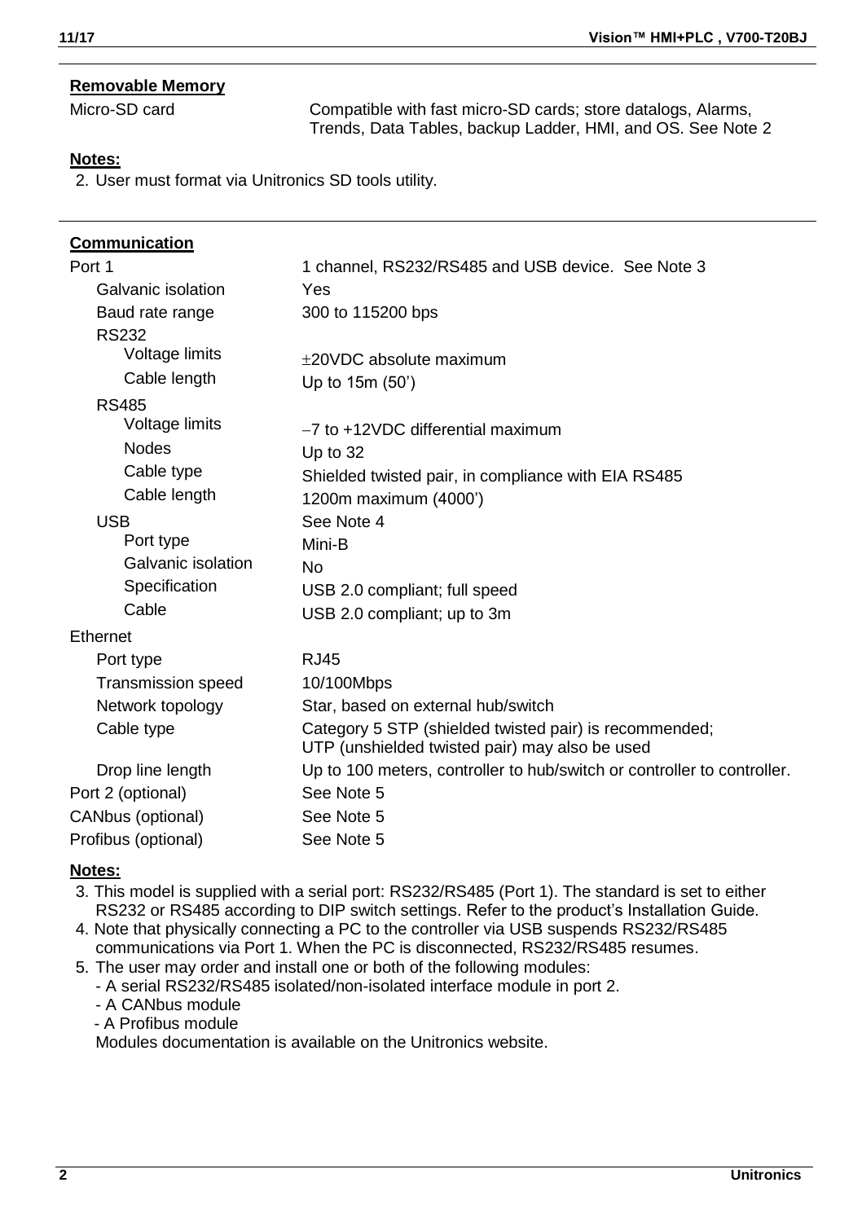## Removable Memory

| | |
|---|---|
| Micro-SD card | Compatible with fast micro-SD cards; store datalogs, Alarms, Trends, Data Tables, backup Ladder, HMI, and OS. See Note 2 |

**Notes:**

2. User must format via Unitronics SD tools utility.

## Communication

| | |
|---|---|
| Port 1 | 1 channel, RS232/RS485 and USB device. See Note 3 |
| Galvanic isolation | Yes |
| Baud rate range | 300 to 115200 bps |
| RS232 | |
| Voltage limits | ±20VDC absolute maximum |
| Cable length | Up to 15m (50') |
| RS485 | |
| Voltage limits | −7 to +12VDC differential maximum |
| Nodes | Up to 32 |
| Cable type | Shielded twisted pair, in compliance with EIA RS485 |
| Cable length | 1200m maximum (4000') |
| USB | See Note 4 |
| Port type | Mini-B |
| Galvanic isolation | No |
| Specification | USB 2.0 compliant; full speed |
| Cable | USB 2.0 compliant; up to 3m |
| Ethernet | |
| Port type | RJ45 |
| Transmission speed | 10/100Mbps |
| Network topology | Star, based on external hub/switch |
| Cable type | Category 5 STP (shielded twisted pair) is recommended; UTP (unshielded twisted pair) may also be used |
| Drop line length | Up to 100 meters, controller to hub/switch or controller to controller. |
| Port 2 (optional) | See Note 5 |
| CANbus (optional) | See Note 5 |
| Profibus (optional) | See Note 5 |

**Notes:**

3. This model is supplied with a serial port: RS232/RS485 (Port 1). The standard is set to either RS232 or RS485 according to DIP switch settings. Refer to the product's Installation Guide.
4. Note that physically connecting a PC to the controller via USB suspends RS232/RS485 communications via Port 1. When the PC is disconnected, RS232/RS485 resumes.
5. The user may order and install one or both of the following modules:
   - A serial RS232/RS485 isolated/non-isolated interface module in port 2.
   - A CANbus module
   - A Profibus module

   Modules documentation is available on the Unitronics website.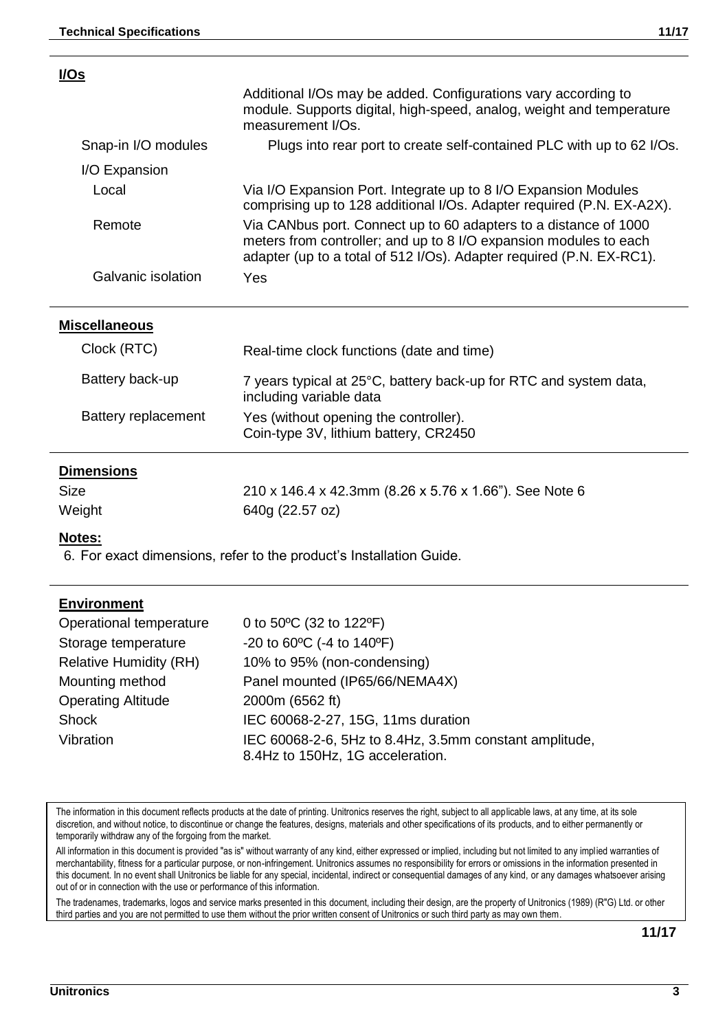## I/Os

| | |
|---|---|
| | Additional I/Os may be added. Configurations vary according to module. Supports digital, high-speed, analog, weight and temperature measurement I/Os. |
| Snap-in I/O modules | Plugs into rear port to create self-contained PLC with up to 62 I/Os. |
| I/O Expansion | |
| Local | Via I/O Expansion Port. Integrate up to 8 I/O Expansion Modules comprising up to 128 additional I/Os. Adapter required (P.N. EX-A2X). |
| Remote | Via CANbus port. Connect up to 60 adapters to a distance of 1000 meters from controller; and up to 8 I/O expansion modules to each adapter (up to a total of 512 I/Os). Adapter required (P.N. EX-RC1). |
| Galvanic isolation | Yes |

## Miscellaneous

| | |
|---|---|
| Clock (RTC) | Real-time clock functions (date and time) |
| Battery back-up | 7 years typical at 25°C, battery back-up for RTC and system data, including variable data |
| Battery replacement | Yes (without opening the controller). Coin-type 3V, lithium battery, CR2450 |

## Dimensions

| | |
|---|---|
| Size | 210 x 146.4 x 42.3mm (8.26 x 5.76 x 1.66"). See Note 6 |
| Weight | 640g (22.57 oz) |

**Notes:**

6. For exact dimensions, refer to the product's Installation Guide.

## Environment

| | |
|---|---|
| Operational temperature | 0 to 50ºC (32 to 122ºF) |
| Storage temperature | -20 to 60ºC (-4 to 140ºF) |
| Relative Humidity (RH) | 10% to 95% (non-condensing) |
| Mounting method | Panel mounted (IP65/66/NEMA4X) |
| Operating Altitude | 2000m (6562 ft) |
| Shock | IEC 60068-2-27, 15G, 11ms duration |
| Vibration | IEC 60068-2-6, 5Hz to 8.4Hz, 3.5mm constant amplitude, 8.4Hz to 150Hz, 1G acceleration. |

The information in this document reflects products at the date of printing. Unitronics reserves the right, subject to all applicable laws, at any time, at its sole discretion, and without notice, to discontinue or change the features, designs, materials and other specifications of its products, and to either permanently or temporarily withdraw any of the forgoing from the market.

All information in this document is provided "as is" without warranty of any kind, either expressed or implied, including but not limited to any implied warranties of merchantability, fitness for a particular purpose, or non-infringement. Unitronics assumes no responsibility for errors or omissions in the information presented in this document. In no event shall Unitronics be liable for any special, incidental, indirect or consequential damages of any kind, or any damages whatsoever arising out of or in connection with the use or performance of this information.

The tradenames, trademarks, logos and service marks presented in this document, including their design, are the property of Unitronics (1989) (R"G) Ltd. or other third parties and you are not permitted to use them without the prior written consent of Unitronics or such third party as may own them.